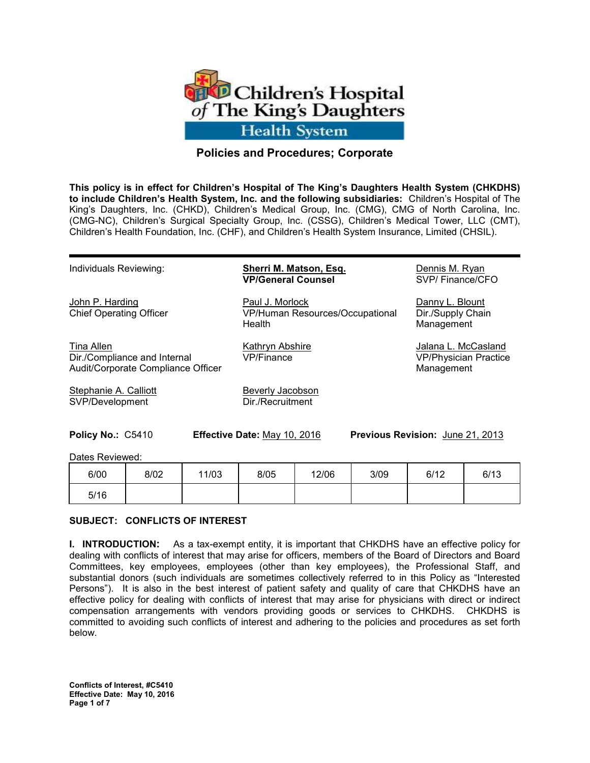Children's Hospital of The King's Daughters Health System

## Policies and Procedures; Corporate

**This policy is in effect for Children's Hospital of The King's Daughters Health System (CHKDHS) to include Children's Health System, Inc. and the following subsidiaries:** Children's Hospital of The King's Daughters, Inc. (CHKD), Children's Medical Group, Inc. (CMG), CMG of North Carolina, Inc. (CMG-NC), Children's Surgical Specialty Group, Inc. (CSSG), Children's Medical Tower, LLC (CMT), Children's Health Foundation, Inc. (CHF), and Children's Health System Insurance, Limited (CHSIL).

---

Individuals Reviewing:

**Sherri M. Matson, Esq.**
**VP/General Counsel**

Dennis M. Ryan
SVP/ Finance/CFO

John P. Harding
Chief Operating Officer

Paul J. Morlock
VP/Human Resources/Occupational Health

Danny L. Blount
Dir./Supply Chain Management

Tina Allen
Dir./Compliance and Internal Audit/Corporate Compliance Officer

Kathryn Abshire
VP/Finance

Jalana L. McCasland
VP/Physician Practice Management

Stephanie A. Calliott
SVP/Development

Beverly Jacobson
Dir./Recruitment

**Policy No.:** C5410 **Effective Date:** May 10, 2016 **Previous Revision:** June 21, 2013

Dates Reviewed:

| 6/00 | 8/02 | 11/03 | 8/05 | 12/06 | 3/09 | 6/12 | 6/13 |
|---|---|---|---|---|---|---|---|
| 5/16 | | | | | | | |

**SUBJECT: CONFLICTS OF INTEREST**

**I. INTRODUCTION:** As a tax-exempt entity, it is important that CHKDHS have an effective policy for dealing with conflicts of interest that may arise for officers, members of the Board of Directors and Board Committees, key employees, employees (other than key employees), the Professional Staff, and substantial donors (such individuals are sometimes collectively referred to in this Policy as "Interested Persons"). It is also in the best interest of patient safety and quality of care that CHKDHS have an effective policy for dealing with conflicts of interest that may arise for physicians with direct or indirect compensation arrangements with vendors providing goods or services to CHKDHS. CHKDHS is committed to avoiding such conflicts of interest and adhering to the policies and procedures as set forth below.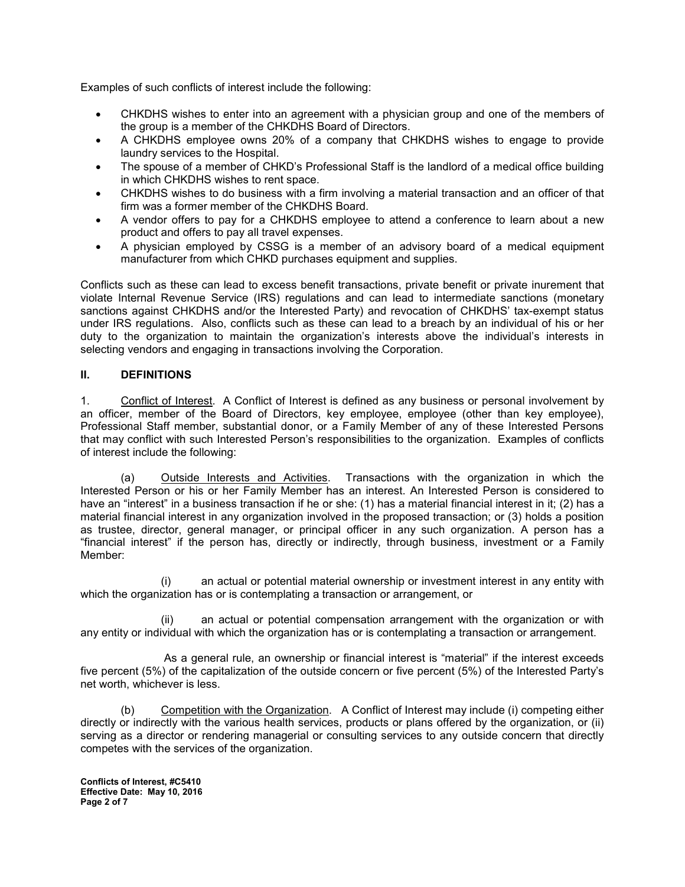Examples of such conflicts of interest include the following:

- CHKDHS wishes to enter into an agreement with a physician group and one of the members of the group is a member of the CHKDHS Board of Directors.
- A CHKDHS employee owns 20% of a company that CHKDHS wishes to engage to provide laundry services to the Hospital.
- The spouse of a member of CHKD's Professional Staff is the landlord of a medical office building in which CHKDHS wishes to rent space.
- CHKDHS wishes to do business with a firm involving a material transaction and an officer of that firm was a former member of the CHKDHS Board.
- A vendor offers to pay for a CHKDHS employee to attend a conference to learn about a new product and offers to pay all travel expenses.
- A physician employed by CSSG is a member of an advisory board of a medical equipment manufacturer from which CHKD purchases equipment and supplies.

Conflicts such as these can lead to excess benefit transactions, private benefit or private inurement that violate Internal Revenue Service (IRS) regulations and can lead to intermediate sanctions (monetary sanctions against CHKDHS and/or the Interested Party) and revocation of CHKDHS' tax-exempt status under IRS regulations. Also, conflicts such as these can lead to a breach by an individual of his or her duty to the organization to maintain the organization's interests above the individual's interests in selecting vendors and engaging in transactions involving the Corporation.

## II. DEFINITIONS

1. Conflict of Interest. A Conflict of Interest is defined as any business or personal involvement by an officer, member of the Board of Directors, key employee, employee (other than key employee), Professional Staff member, substantial donor, or a Family Member of any of these Interested Persons that may conflict with such Interested Person's responsibilities to the organization. Examples of conflicts of interest include the following:

(a) Outside Interests and Activities. Transactions with the organization in which the Interested Person or his or her Family Member has an interest. An Interested Person is considered to have an "interest" in a business transaction if he or she: (1) has a material financial interest in it; (2) has a material financial interest in any organization involved in the proposed transaction; or (3) holds a position as trustee, director, general manager, or principal officer in any such organization. A person has a "financial interest" if the person has, directly or indirectly, through business, investment or a Family Member:

(i) an actual or potential material ownership or investment interest in any entity with which the organization has or is contemplating a transaction or arrangement, or

(ii) an actual or potential compensation arrangement with the organization or with any entity or individual with which the organization has or is contemplating a transaction or arrangement.

As a general rule, an ownership or financial interest is "material" if the interest exceeds five percent (5%) of the capitalization of the outside concern or five percent (5%) of the Interested Party's net worth, whichever is less.

(b) Competition with the Organization. A Conflict of Interest may include (i) competing either directly or indirectly with the various health services, products or plans offered by the organization, or (ii) serving as a director or rendering managerial or consulting services to any outside concern that directly competes with the services of the organization.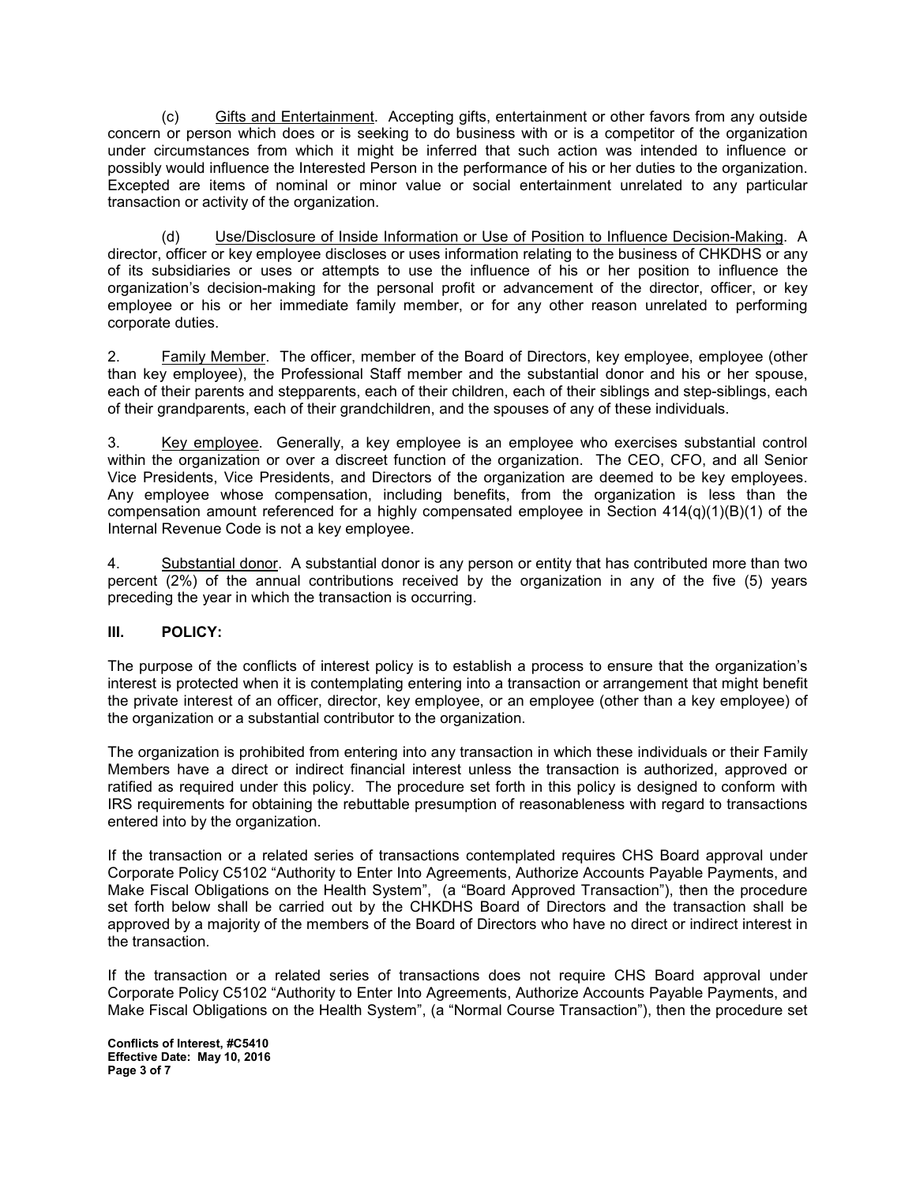(c) Gifts and Entertainment. Accepting gifts, entertainment or other favors from any outside concern or person which does or is seeking to do business with or is a competitor of the organization under circumstances from which it might be inferred that such action was intended to influence or possibly would influence the Interested Person in the performance of his or her duties to the organization. Excepted are items of nominal or minor value or social entertainment unrelated to any particular transaction or activity of the organization.

(d) Use/Disclosure of Inside Information or Use of Position to Influence Decision-Making. A director, officer or key employee discloses or uses information relating to the business of CHKDHS or any of its subsidiaries or uses or attempts to use the influence of his or her position to influence the organization's decision-making for the personal profit or advancement of the director, officer, or key employee or his or her immediate family member, or for any other reason unrelated to performing corporate duties.

2. Family Member. The officer, member of the Board of Directors, key employee, employee (other than key employee), the Professional Staff member and the substantial donor and his or her spouse, each of their parents and stepparents, each of their children, each of their siblings and step-siblings, each of their grandparents, each of their grandchildren, and the spouses of any of these individuals.

3. Key employee. Generally, a key employee is an employee who exercises substantial control within the organization or over a discreet function of the organization. The CEO, CFO, and all Senior Vice Presidents, Vice Presidents, and Directors of the organization are deemed to be key employees. Any employee whose compensation, including benefits, from the organization is less than the compensation amount referenced for a highly compensated employee in Section 414(q)(1)(B)(1) of the Internal Revenue Code is not a key employee.

4. Substantial donor. A substantial donor is any person or entity that has contributed more than two percent (2%) of the annual contributions received by the organization in any of the five (5) years preceding the year in which the transaction is occurring.

## III. POLICY:

The purpose of the conflicts of interest policy is to establish a process to ensure that the organization's interest is protected when it is contemplating entering into a transaction or arrangement that might benefit the private interest of an officer, director, key employee, or an employee (other than a key employee) of the organization or a substantial contributor to the organization.

The organization is prohibited from entering into any transaction in which these individuals or their Family Members have a direct or indirect financial interest unless the transaction is authorized, approved or ratified as required under this policy. The procedure set forth in this policy is designed to conform with IRS requirements for obtaining the rebuttable presumption of reasonableness with regard to transactions entered into by the organization.

If the transaction or a related series of transactions contemplated requires CHS Board approval under Corporate Policy C5102 "Authority to Enter Into Agreements, Authorize Accounts Payable Payments, and Make Fiscal Obligations on the Health System", (a "Board Approved Transaction"), then the procedure set forth below shall be carried out by the CHKDHS Board of Directors and the transaction shall be approved by a majority of the members of the Board of Directors who have no direct or indirect interest in the transaction.

If the transaction or a related series of transactions does not require CHS Board approval under Corporate Policy C5102 "Authority to Enter Into Agreements, Authorize Accounts Payable Payments, and Make Fiscal Obligations on the Health System", (a "Normal Course Transaction"), then the procedure set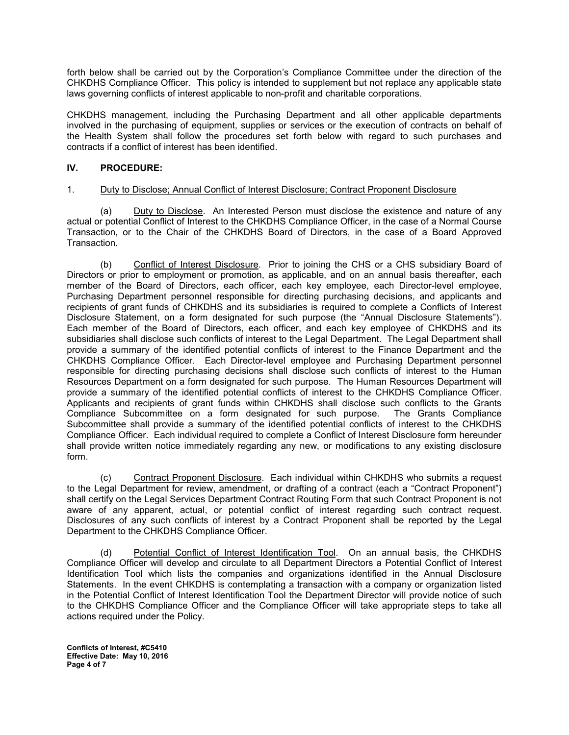forth below shall be carried out by the Corporation's Compliance Committee under the direction of the CHKDHS Compliance Officer. This policy is intended to supplement but not replace any applicable state laws governing conflicts of interest applicable to non-profit and charitable corporations.

CHKDHS management, including the Purchasing Department and all other applicable departments involved in the purchasing of equipment, supplies or services or the execution of contracts on behalf of the Health System shall follow the procedures set forth below with regard to such purchases and contracts if a conflict of interest has been identified.

## IV. PROCEDURE:

1. Duty to Disclose; Annual Conflict of Interest Disclosure; Contract Proponent Disclosure

(a) Duty to Disclose. An Interested Person must disclose the existence and nature of any actual or potential Conflict of Interest to the CHKDHS Compliance Officer, in the case of a Normal Course Transaction, or to the Chair of the CHKDHS Board of Directors, in the case of a Board Approved Transaction.

(b) Conflict of Interest Disclosure. Prior to joining the CHS or a CHS subsidiary Board of Directors or prior to employment or promotion, as applicable, and on an annual basis thereafter, each member of the Board of Directors, each officer, each key employee, each Director-level employee, Purchasing Department personnel responsible for directing purchasing decisions, and applicants and recipients of grant funds of CHKDHS and its subsidiaries is required to complete a Conflicts of Interest Disclosure Statement, on a form designated for such purpose (the "Annual Disclosure Statements"). Each member of the Board of Directors, each officer, and each key employee of CHKDHS and its subsidiaries shall disclose such conflicts of interest to the Legal Department. The Legal Department shall provide a summary of the identified potential conflicts of interest to the Finance Department and the CHKDHS Compliance Officer. Each Director-level employee and Purchasing Department personnel responsible for directing purchasing decisions shall disclose such conflicts of interest to the Human Resources Department on a form designated for such purpose. The Human Resources Department will provide a summary of the identified potential conflicts of interest to the CHKDHS Compliance Officer. Applicants and recipients of grant funds within CHKDHS shall disclose such conflicts to the Grants Compliance Subcommittee on a form designated for such purpose. The Grants Compliance Subcommittee shall provide a summary of the identified potential conflicts of interest to the CHKDHS Compliance Officer. Each individual required to complete a Conflict of Interest Disclosure form hereunder shall provide written notice immediately regarding any new, or modifications to any existing disclosure form.

(c) Contract Proponent Disclosure. Each individual within CHKDHS who submits a request to the Legal Department for review, amendment, or drafting of a contract (each a "Contract Proponent") shall certify on the Legal Services Department Contract Routing Form that such Contract Proponent is not aware of any apparent, actual, or potential conflict of interest regarding such contract request. Disclosures of any such conflicts of interest by a Contract Proponent shall be reported by the Legal Department to the CHKDHS Compliance Officer.

(d) Potential Conflict of Interest Identification Tool. On an annual basis, the CHKDHS Compliance Officer will develop and circulate to all Department Directors a Potential Conflict of Interest Identification Tool which lists the companies and organizations identified in the Annual Disclosure Statements. In the event CHKDHS is contemplating a transaction with a company or organization listed in the Potential Conflict of Interest Identification Tool the Department Director will provide notice of such to the CHKDHS Compliance Officer and the Compliance Officer will take appropriate steps to take all actions required under the Policy.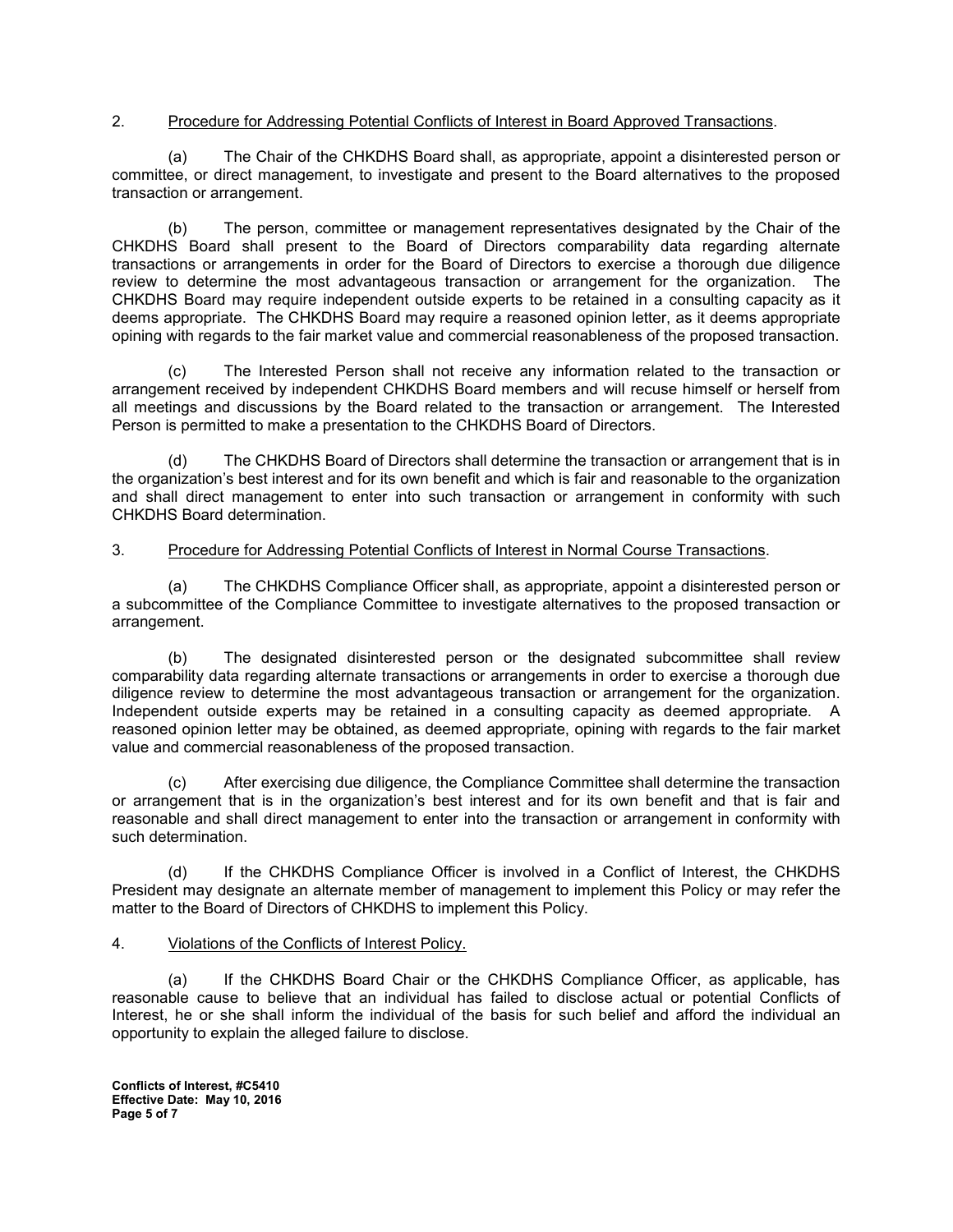2. <u>Procedure for Addressing Potential Conflicts of Interest in Board Approved Transactions</u>.

(a) The Chair of the CHKDHS Board shall, as appropriate, appoint a disinterested person or committee, or direct management, to investigate and present to the Board alternatives to the proposed transaction or arrangement.

(b) The person, committee or management representatives designated by the Chair of the CHKDHS Board shall present to the Board of Directors comparability data regarding alternate transactions or arrangements in order for the Board of Directors to exercise a thorough due diligence review to determine the most advantageous transaction or arrangement for the organization. The CHKDHS Board may require independent outside experts to be retained in a consulting capacity as it deems appropriate. The CHKDHS Board may require a reasoned opinion letter, as it deems appropriate opining with regards to the fair market value and commercial reasonableness of the proposed transaction.

(c) The Interested Person shall not receive any information related to the transaction or arrangement received by independent CHKDHS Board members and will recuse himself or herself from all meetings and discussions by the Board related to the transaction or arrangement. The Interested Person is permitted to make a presentation to the CHKDHS Board of Directors.

(d) The CHKDHS Board of Directors shall determine the transaction or arrangement that is in the organization's best interest and for its own benefit and which is fair and reasonable to the organization and shall direct management to enter into such transaction or arrangement in conformity with such CHKDHS Board determination.

3. <u>Procedure for Addressing Potential Conflicts of Interest in Normal Course Transactions</u>.

(a) The CHKDHS Compliance Officer shall, as appropriate, appoint a disinterested person or a subcommittee of the Compliance Committee to investigate alternatives to the proposed transaction or arrangement.

(b) The designated disinterested person or the designated subcommittee shall review comparability data regarding alternate transactions or arrangements in order to exercise a thorough due diligence review to determine the most advantageous transaction or arrangement for the organization. Independent outside experts may be retained in a consulting capacity as deemed appropriate. A reasoned opinion letter may be obtained, as deemed appropriate, opining with regards to the fair market value and commercial reasonableness of the proposed transaction.

(c) After exercising due diligence, the Compliance Committee shall determine the transaction or arrangement that is in the organization's best interest and for its own benefit and that is fair and reasonable and shall direct management to enter into the transaction or arrangement in conformity with such determination.

(d) If the CHKDHS Compliance Officer is involved in a Conflict of Interest, the CHKDHS President may designate an alternate member of management to implement this Policy or may refer the matter to the Board of Directors of CHKDHS to implement this Policy.

4. <u>Violations of the Conflicts of Interest Policy.</u>

(a) If the CHKDHS Board Chair or the CHKDHS Compliance Officer, as applicable, has reasonable cause to believe that an individual has failed to disclose actual or potential Conflicts of Interest, he or she shall inform the individual of the basis for such belief and afford the individual an opportunity to explain the alleged failure to disclose.

**Conflicts of Interest, #C5410**
**Effective Date: May 10, 2016**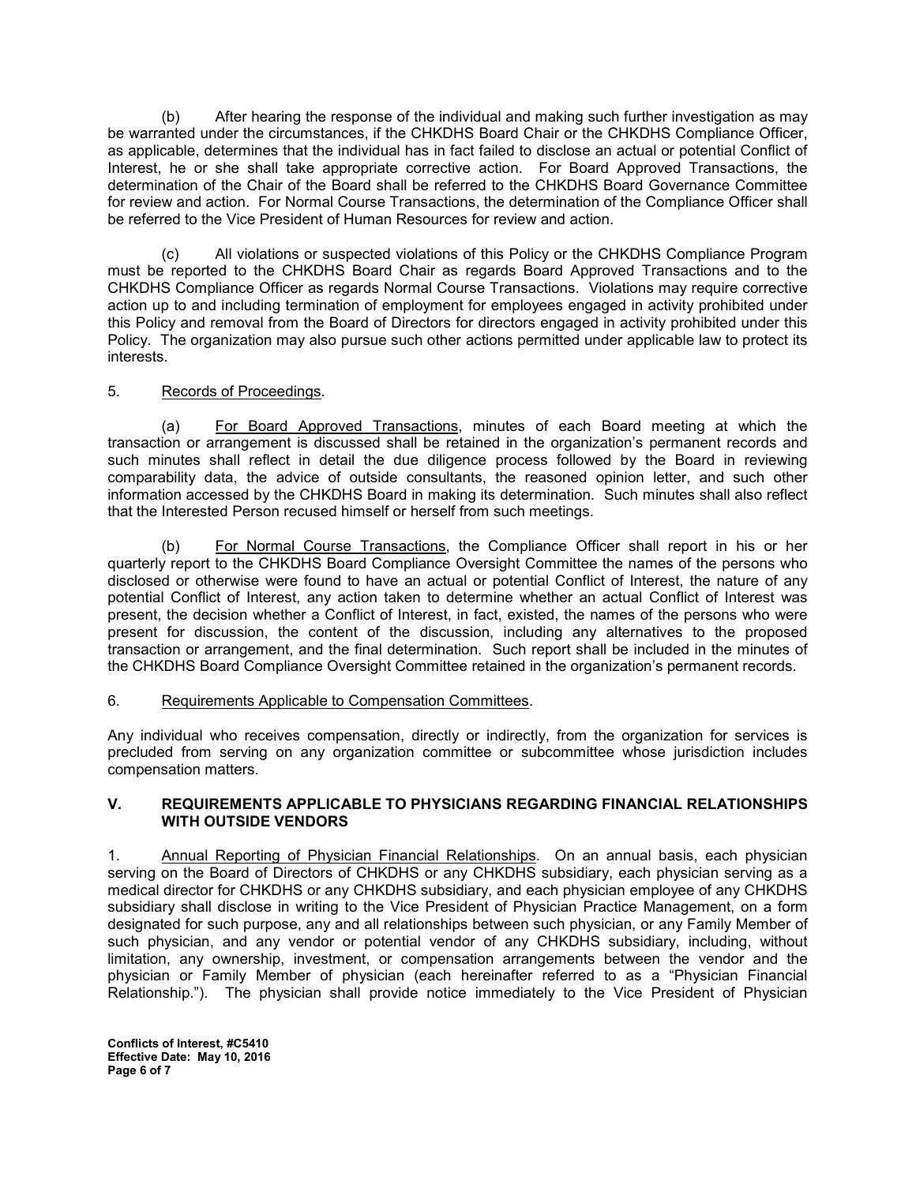(b) After hearing the response of the individual and making such further investigation as may be warranted under the circumstances, if the CHKDHS Board Chair or the CHKDHS Compliance Officer, as applicable, determines that the individual has in fact failed to disclose an actual or potential Conflict of Interest, he or she shall take appropriate corrective action. For Board Approved Transactions, the determination of the Chair of the Board shall be referred to the CHKDHS Board Governance Committee for review and action. For Normal Course Transactions, the determination of the Compliance Officer shall be referred to the Vice President of Human Resources for review and action.

(c) All violations or suspected violations of this Policy or the CHKDHS Compliance Program must be reported to the CHKDHS Board Chair as regards Board Approved Transactions and to the CHKDHS Compliance Officer as regards Normal Course Transactions. Violations may require corrective action up to and including termination of employment for employees engaged in activity prohibited under this Policy and removal from the Board of Directors for directors engaged in activity prohibited under this Policy. The organization may also pursue such other actions permitted under applicable law to protect its interests.

5. Records of Proceedings.

(a) For Board Approved Transactions, minutes of each Board meeting at which the transaction or arrangement is discussed shall be retained in the organization's permanent records and such minutes shall reflect in detail the due diligence process followed by the Board in reviewing comparability data, the advice of outside consultants, the reasoned opinion letter, and such other information accessed by the CHKDHS Board in making its determination. Such minutes shall also reflect that the Interested Person recused himself or herself from such meetings.

(b) For Normal Course Transactions, the Compliance Officer shall report in his or her quarterly report to the CHKDHS Board Compliance Oversight Committee the names of the persons who disclosed or otherwise were found to have an actual or potential Conflict of Interest, the nature of any potential Conflict of Interest, any action taken to determine whether an actual Conflict of Interest was present, the decision whether a Conflict of Interest, in fact, existed, the names of the persons who were present for discussion, the content of the discussion, including any alternatives to the proposed transaction or arrangement, and the final determination. Such report shall be included in the minutes of the CHKDHS Board Compliance Oversight Committee retained in the organization's permanent records.

6. Requirements Applicable to Compensation Committees.

Any individual who receives compensation, directly or indirectly, from the organization for services is precluded from serving on any organization committee or subcommittee whose jurisdiction includes compensation matters.

## V. REQUIREMENTS APPLICABLE TO PHYSICIANS REGARDING FINANCIAL RELATIONSHIPS WITH OUTSIDE VENDORS

1. Annual Reporting of Physician Financial Relationships. On an annual basis, each physician serving on the Board of Directors of CHKDHS or any CHKDHS subsidiary, each physician serving as a medical director for CHKDHS or any CHKDHS subsidiary, and each physician employee of any CHKDHS subsidiary shall disclose in writing to the Vice President of Physician Practice Management, on a form designated for such purpose, any and all relationships between such physician, or any Family Member of such physician, and any vendor or potential vendor of any CHKDHS subsidiary, including, without limitation, any ownership, investment, or compensation arrangements between the vendor and the physician or Family Member of physician (each hereinafter referred to as a "Physician Financial Relationship."). The physician shall provide notice immediately to the Vice President of Physician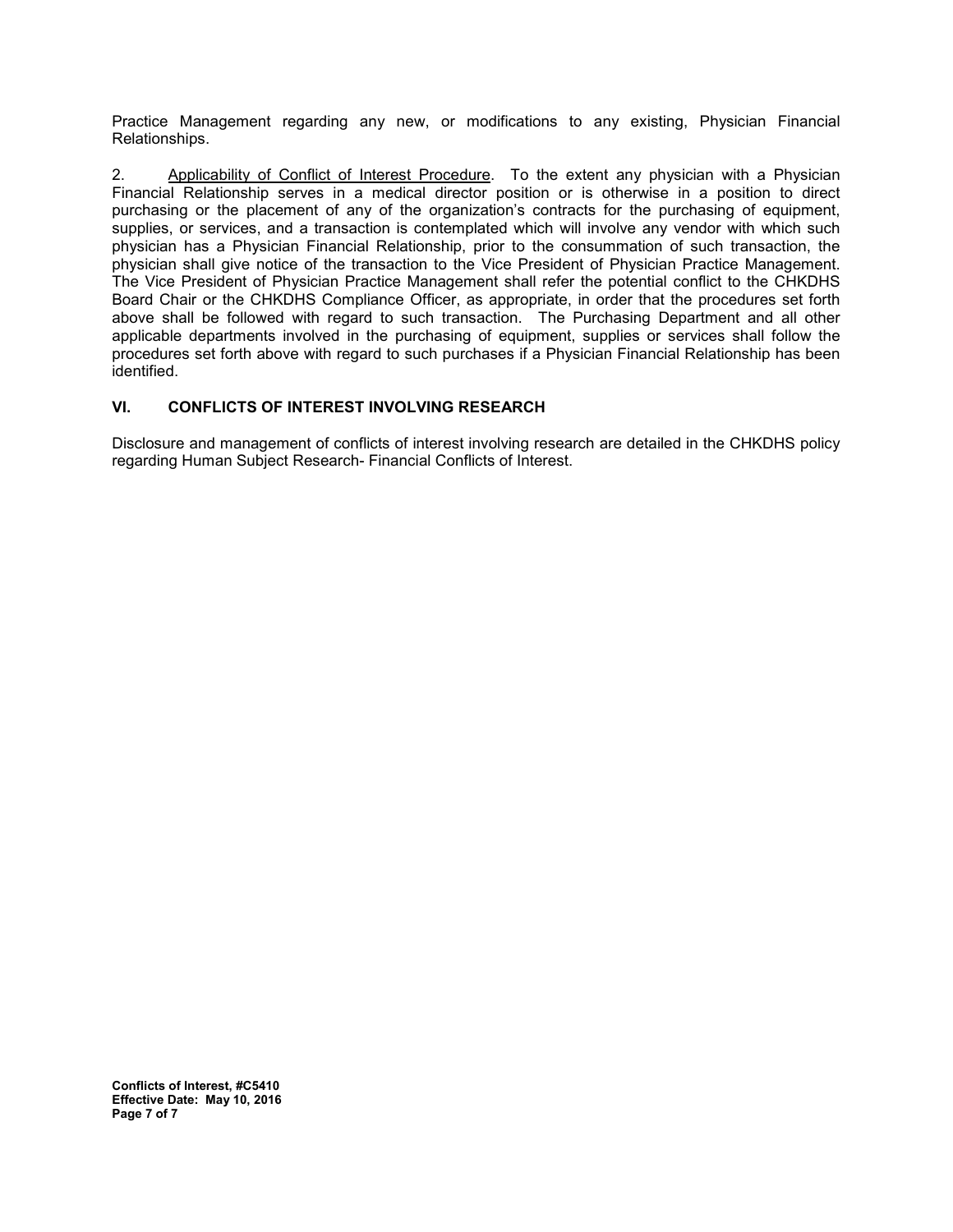Practice Management regarding any new, or modifications to any existing, Physician Financial Relationships.

2. Applicability of Conflict of Interest Procedure. To the extent any physician with a Physician Financial Relationship serves in a medical director position or is otherwise in a position to direct purchasing or the placement of any of the organization's contracts for the purchasing of equipment, supplies, or services, and a transaction is contemplated which will involve any vendor with which such physician has a Physician Financial Relationship, prior to the consummation of such transaction, the physician shall give notice of the transaction to the Vice President of Physician Practice Management. The Vice President of Physician Practice Management shall refer the potential conflict to the CHKDHS Board Chair or the CHKDHS Compliance Officer, as appropriate, in order that the procedures set forth above shall be followed with regard to such transaction. The Purchasing Department and all other applicable departments involved in the purchasing of equipment, supplies or services shall follow the procedures set forth above with regard to such purchases if a Physician Financial Relationship has been identified.

## VI. CONFLICTS OF INTEREST INVOLVING RESEARCH

Disclosure and management of conflicts of interest involving research are detailed in the CHKDHS policy regarding Human Subject Research- Financial Conflicts of Interest.